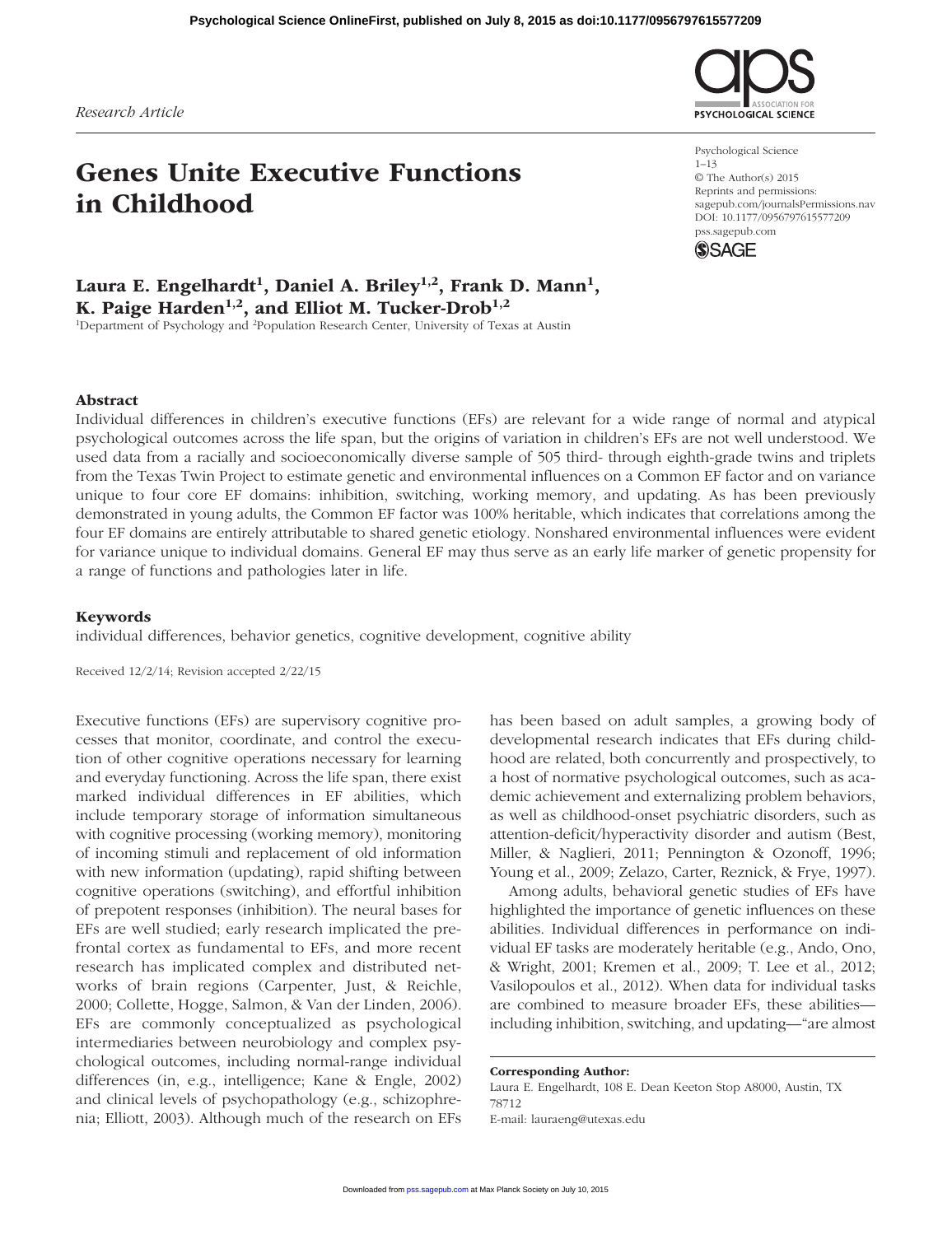Research Article

# Genes Unite Executive Functions in Childhood

**Laura E. Engelhardt[1], Daniel A. Briley[1,2], Frank D. Mann[1], K. Paige Harden[1,2], and Elliot M. Tucker-Drob[1,2]**

[1]Department of Psychology and [2]Population Research Center, University of Texas at Austin

## Abstract

Individual differences in children's executive functions (EFs) are relevant for a wide range of normal and atypical psychological outcomes across the life span, but the origins of variation in children's EFs are not well understood. We used data from a racially and socioeconomically diverse sample of 505 third- through eighth-grade twins and triplets from the Texas Twin Project to estimate genetic and environmental influences on a Common EF factor and on variance unique to four core EF domains: inhibition, switching, working memory, and updating. As has been previously demonstrated in young adults, the Common EF factor was 100% heritable, which indicates that correlations among the four EF domains are entirely attributable to shared genetic etiology. Nonshared environmental influences were evident for variance unique to individual domains. General EF may thus serve as an early life marker of genetic propensity for a range of functions and pathologies later in life.

## Keywords

individual differences, behavior genetics, cognitive development, cognitive ability

Received 12/2/14; Revision accepted 2/22/15

Executive functions (EFs) are supervisory cognitive processes that monitor, coordinate, and control the execution of other cognitive operations necessary for learning and everyday functioning. Across the life span, there exist marked individual differences in EF abilities, which include temporary storage of information simultaneous with cognitive processing (working memory), monitoring of incoming stimuli and replacement of old information with new information (updating), rapid shifting between cognitive operations (switching), and effortful inhibition of prepotent responses (inhibition). The neural bases for EFs are well studied; early research implicated the prefrontal cortex as fundamental to EFs, and more recent research has implicated complex and distributed networks of brain regions (Carpenter, Just, & Reichle, 2000; Collette, Hogge, Salmon, & Van der Linden, 2006). EFs are commonly conceptualized as psychological intermediaries between neurobiology and complex psychological outcomes, including normal-range individual differences (in, e.g., intelligence; Kane & Engle, 2002) and clinical levels of psychopathology (e.g., schizophrenia; Elliott, 2003). Although much of the research on EFs has been based on adult samples, a growing body of developmental research indicates that EFs during childhood are related, both concurrently and prospectively, to a host of normative psychological outcomes, such as academic achievement and externalizing problem behaviors, as well as childhood-onset psychiatric disorders, such as attention-deficit/hyperactivity disorder and autism (Best, Miller, & Naglieri, 2011; Pennington & Ozonoff, 1996; Young et al., 2009; Zelazo, Carter, Reznick, & Frye, 1997).

Among adults, behavioral genetic studies of EFs have highlighted the importance of genetic influences on these abilities. Individual differences in performance on individual EF tasks are moderately heritable (e.g., Ando, Ono, & Wright, 2001; Kremen et al., 2009; T. Lee et al., 2012; Vasilopoulos et al., 2012). When data for individual tasks are combined to measure broader EFs, these abilities—including inhibition, switching, and updating—"are almost

**Corresponding Author:**
Laura E. Engelhardt, 108 E. Dean Keeton Stop A8000, Austin, TX 78712
E-mail: lauraeng@utexas.edu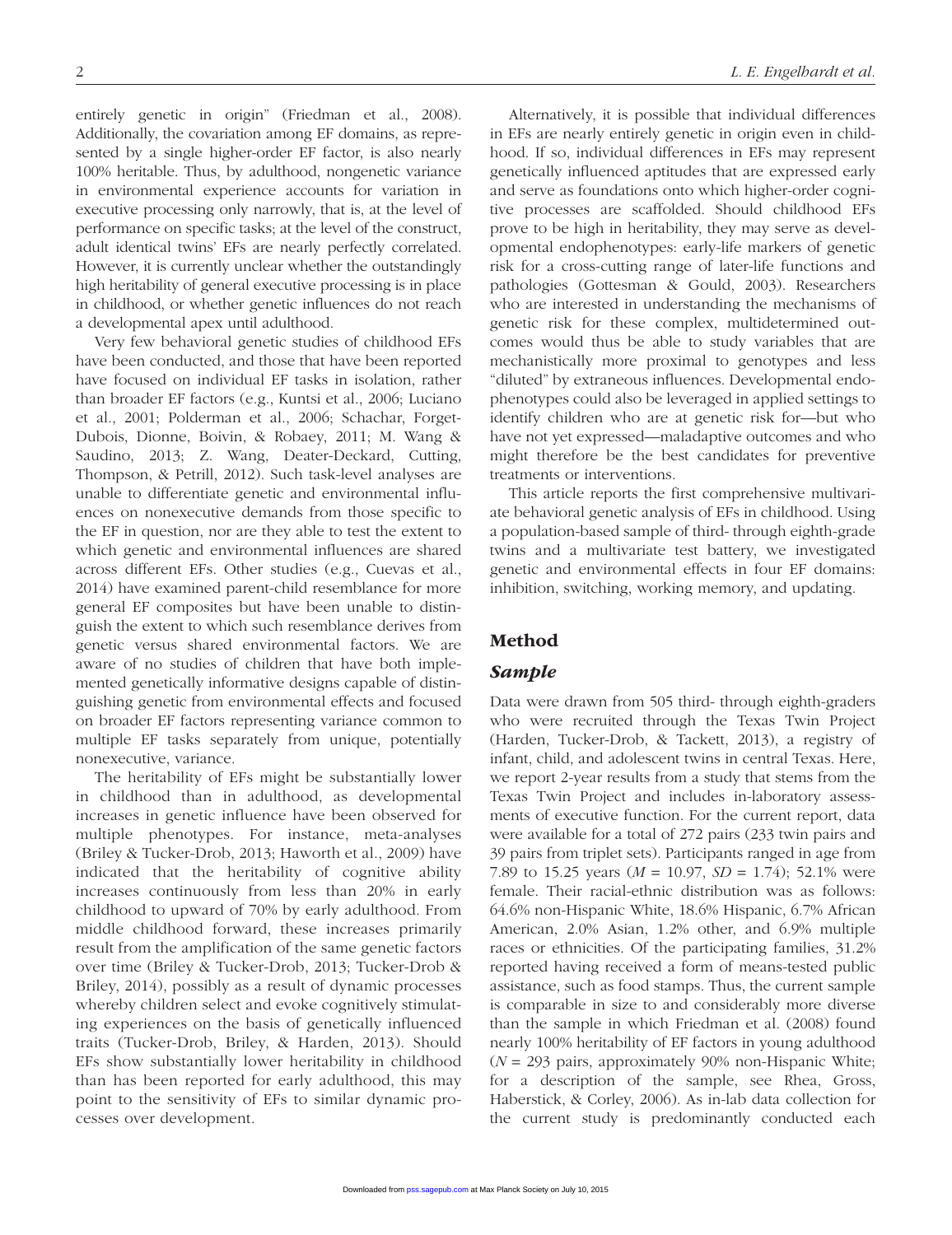entirely genetic in origin" (Friedman et al., 2008). Additionally, the covariation among EF domains, as represented by a single higher-order EF factor, is also nearly 100% heritable. Thus, by adulthood, nongenetic variance in environmental experience accounts for variation in executive processing only narrowly, that is, at the level of performance on specific tasks; at the level of the construct, adult identical twins' EFs are nearly perfectly correlated. However, it is currently unclear whether the outstandingly high heritability of general executive processing is in place in childhood, or whether genetic influences do not reach a developmental apex until adulthood.

Very few behavioral genetic studies of childhood EFs have been conducted, and those that have been reported have focused on individual EF tasks in isolation, rather than broader EF factors (e.g., Kuntsi et al., 2006; Luciano et al., 2001; Polderman et al., 2006; Schachar, Forget-Dubois, Dionne, Boivin, & Robaey, 2011; M. Wang & Saudino, 2013; Z. Wang, Deater-Deckard, Cutting, Thompson, & Petrill, 2012). Such task-level analyses are unable to differentiate genetic and environmental influences on nonexecutive demands from those specific to the EF in question, nor are they able to test the extent to which genetic and environmental influences are shared across different EFs. Other studies (e.g., Cuevas et al., 2014) have examined parent-child resemblance for more general EF composites but have been unable to distinguish the extent to which such resemblance derives from genetic versus shared environmental factors. We are aware of no studies of children that have both implemented genetically informative designs capable of distinguishing genetic from environmental effects and focused on broader EF factors representing variance common to multiple EF tasks separately from unique, potentially nonexecutive, variance.

The heritability of EFs might be substantially lower in childhood than in adulthood, as developmental increases in genetic influence have been observed for multiple phenotypes. For instance, meta-analyses (Briley & Tucker-Drob, 2013; Haworth et al., 2009) have indicated that the heritability of cognitive ability increases continuously from less than 20% in early childhood to upward of 70% by early adulthood. From middle childhood forward, these increases primarily result from the amplification of the same genetic factors over time (Briley & Tucker-Drob, 2013; Tucker-Drob & Briley, 2014), possibly as a result of dynamic processes whereby children select and evoke cognitively stimulating experiences on the basis of genetically influenced traits (Tucker-Drob, Briley, & Harden, 2013). Should EFs show substantially lower heritability in childhood than has been reported for early adulthood, this may point to the sensitivity of EFs to similar dynamic processes over development.

Alternatively, it is possible that individual differences in EFs are nearly entirely genetic in origin even in childhood. If so, individual differences in EFs may represent genetically influenced aptitudes that are expressed early and serve as foundations onto which higher-order cognitive processes are scaffolded. Should childhood EFs prove to be high in heritability, they may serve as developmental endophenotypes: early-life markers of genetic risk for a cross-cutting range of later-life functions and pathologies (Gottesman & Gould, 2003). Researchers who are interested in understanding the mechanisms of genetic risk for these complex, multidetermined outcomes would thus be able to study variables that are mechanistically more proximal to genotypes and less "diluted" by extraneous influences. Developmental endophenotypes could also be leveraged in applied settings to identify children who are at genetic risk for—but who have not yet expressed—maladaptive outcomes and who might therefore be the best candidates for preventive treatments or interventions.

This article reports the first comprehensive multivariate behavioral genetic analysis of EFs in childhood. Using a population-based sample of third- through eighth-grade twins and a multivariate test battery, we investigated genetic and environmental effects in four EF domains: inhibition, switching, working memory, and updating.

## Method

### Sample

Data were drawn from 505 third- through eighth-graders who were recruited through the Texas Twin Project (Harden, Tucker-Drob, & Tackett, 2013), a registry of infant, child, and adolescent twins in central Texas. Here, we report 2-year results from a study that stems from the Texas Twin Project and includes in-laboratory assessments of executive function. For the current report, data were available for a total of 272 pairs (233 twin pairs and 39 pairs from triplet sets). Participants ranged in age from 7.89 to 15.25 years ($M$ = 10.97, $SD$ = 1.74); 52.1% were female. Their racial-ethnic distribution was as follows: 64.6% non-Hispanic White, 18.6% Hispanic, 6.7% African American, 2.0% Asian, 1.2% other, and 6.9% multiple races or ethnicities. Of the participating families, 31.2% reported having received a form of means-tested public assistance, such as food stamps. Thus, the current sample is comparable in size to and considerably more diverse than the sample in which Friedman et al. (2008) found nearly 100% heritability of EF factors in young adulthood ($N$ = 293 pairs, approximately 90% non-Hispanic White; for a description of the sample, see Rhea, Gross, Haberstick, & Corley, 2006). As in-lab data collection for the current study is predominantly conducted each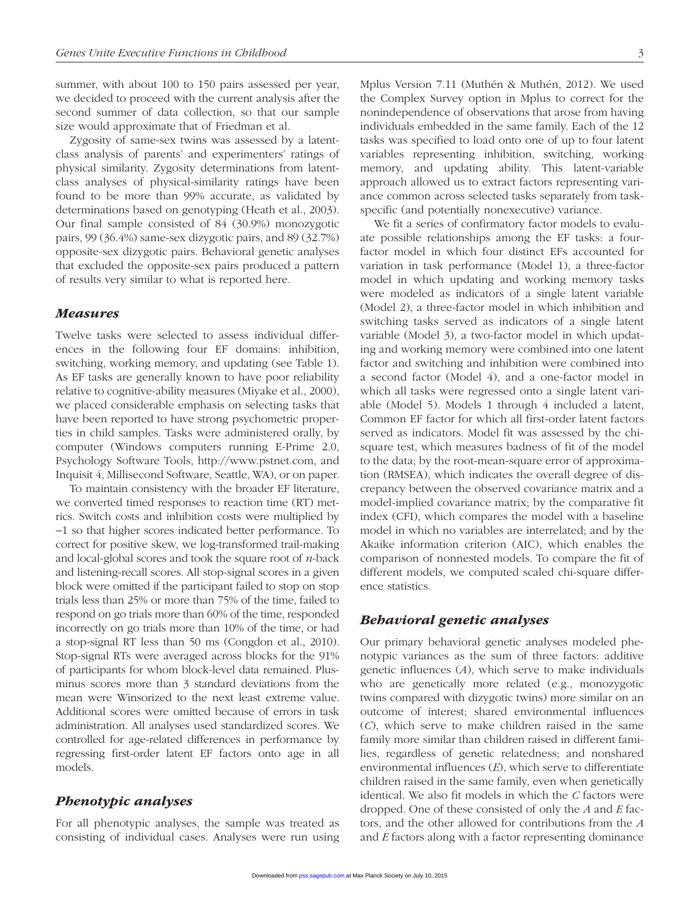summer, with about 100 to 150 pairs assessed per year, we decided to proceed with the current analysis after the second summer of data collection, so that our sample size would approximate that of Friedman et al.

Zygosity of same-sex twins was assessed by a latent-class analysis of parents' and experimenters' ratings of physical similarity. Zygosity determinations from latent-class analyses of physical-similarity ratings have been found to be more than 99% accurate, as validated by determinations based on genotyping (Heath et al., 2003). Our final sample consisted of 84 (30.9%) monozygotic pairs, 99 (36.4%) same-sex dizygotic pairs, and 89 (32.7%) opposite-sex dizygotic pairs. Behavioral genetic analyses that excluded the opposite-sex pairs produced a pattern of results very similar to what is reported here.

### *Measures*

Twelve tasks were selected to assess individual differences in the following four EF domains: inhibition, switching, working memory, and updating (see Table 1). As EF tasks are generally known to have poor reliability relative to cognitive-ability measures (Miyake et al., 2000), we placed considerable emphasis on selecting tasks that have been reported to have strong psychometric properties in child samples. Tasks were administered orally, by computer (Windows computers running E-Prime 2.0, Psychology Software Tools, http://www.pstnet.com, and Inquisit 4, Millisecond Software, Seattle, WA), or on paper.

To maintain consistency with the broader EF literature, we converted timed responses to reaction time (RT) metrics. Switch costs and inhibition costs were multiplied by −1 so that higher scores indicated better performance. To correct for positive skew, we log-transformed trail-making and local-global scores and took the square root of *n*-back and listening-recall scores. All stop-signal scores in a given block were omitted if the participant failed to stop on stop trials less than 25% or more than 75% of the time, failed to respond on go trials more than 60% of the time, responded incorrectly on go trials more than 10% of the time, or had a stop-signal RT less than 50 ms (Congdon et al., 2010). Stop-signal RTs were averaged across blocks for the 91% of participants for whom block-level data remained. Plus-minus scores more than 3 standard deviations from the mean were Winsorized to the next least extreme value. Additional scores were omitted because of errors in task administration. All analyses used standardized scores. We controlled for age-related differences in performance by regressing first-order latent EF factors onto age in all models.

### *Phenotypic analyses*

For all phenotypic analyses, the sample was treated as consisting of individual cases. Analyses were run using Mplus Version 7.11 (Muthén & Muthén, 2012). We used the Complex Survey option in Mplus to correct for the nonindependence of observations that arose from having individuals embedded in the same family. Each of the 12 tasks was specified to load onto one of up to four latent variables representing inhibition, switching, working memory, and updating ability. This latent-variable approach allowed us to extract factors representing variance common across selected tasks separately from task-specific (and potentially nonexecutive) variance.

We fit a series of confirmatory factor models to evaluate possible relationships among the EF tasks: a four-factor model in which four distinct EFs accounted for variation in task performance (Model 1), a three-factor model in which updating and working memory tasks were modeled as indicators of a single latent variable (Model 2), a three-factor model in which inhibition and switching tasks served as indicators of a single latent variable (Model 3), a two-factor model in which updating and working memory were combined into one latent factor and switching and inhibition were combined into a second factor (Model 4), and a one-factor model in which all tasks were regressed onto a single latent variable (Model 5). Models 1 through 4 included a latent, Common EF factor for which all first-order latent factors served as indicators. Model fit was assessed by the chi-square test, which measures badness of fit of the model to the data; by the root-mean-square error of approximation (RMSEA), which indicates the overall degree of discrepancy between the observed covariance matrix and a model-implied covariance matrix; by the comparative fit index (CFI), which compares the model with a baseline model in which no variables are interrelated; and by the Akaike information criterion (AIC), which enables the comparison of nonnested models. To compare the fit of different models, we computed scaled chi-square difference statistics.

### *Behavioral genetic analyses*

Our primary behavioral genetic analyses modeled phenotypic variances as the sum of three factors: additive genetic influences ($A$), which serve to make individuals who are genetically more related (e.g., monozygotic twins compared with dizygotic twins) more similar on an outcome of interest; shared environmental influences ($C$), which serve to make children raised in the same family more similar than children raised in different families, regardless of genetic relatedness; and nonshared environmental influences ($E$), which serve to differentiate children raised in the same family, even when genetically identical. We also fit models in which the $C$ factors were dropped. One of these consisted of only the $A$ and $E$ factors, and the other allowed for contributions from the $A$ and $E$ factors along with a factor representing dominance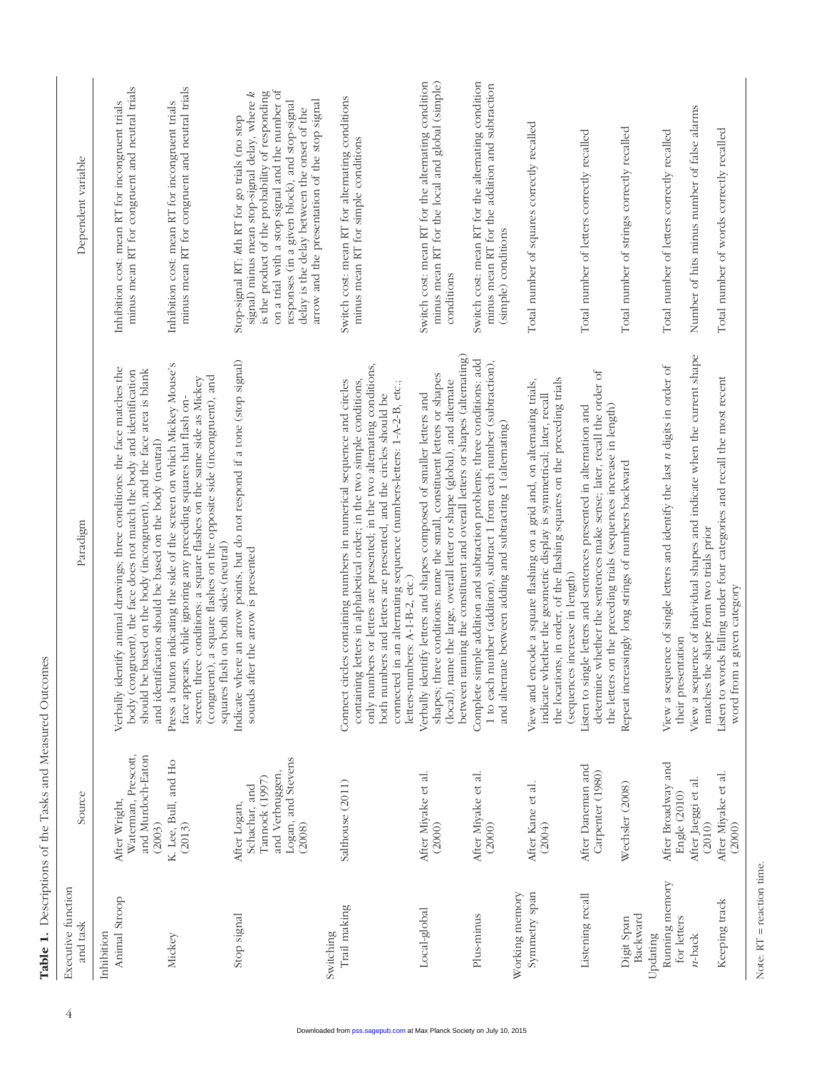**Table 1.** Descriptions of the Tasks and Measured Outcomes

| Executive function and task | Source | Paradigm | Dependent variable |
|---|---|---|---|
| Inhibition | | | |
| Animal Stroop | After Wright, Waterman, Prescott, and Murdoch-Eaton (2003) | Verbally identify animal drawings; three conditions: the face matches the body (congruent), the face does not match the body and identification should be based on the body (incongruent), and the face area is blank and identification should be based on the body (neutral) | Inhibition cost: mean RT for incongruent trials minus mean RT for congruent and neutral trials |
| Mickey | K. Lee, Bull, and Ho (2013) | Press a button indicating the side of the screen on which Mickey Mouse's face appears, while ignoring any preceding squares that flash on-screen; three conditions: a square flashes on the same side as Mickey (congruent), a square flashes on the opposite side (incongruent), and squares flash on both sides (neutral) | Inhibition cost: mean RT for incongruent trials minus mean RT for congruent and neutral trials |
| Stop signal | After Logan, Schachar, and Tannock (1997) and Verbruggen, Logan, and Stevens (2008) | Indicate where an arrow points, but do not respond if a tone (stop signal) sounds after the arrow is presented | Stop-signal RT: *k*th RT for go trials (no stop signal) minus mean stop-signal delay, where *k* is the product of the probability of responding on a trial with a stop signal and the number of responses (in a given block), and stop-signal delay is the delay between the onset of the arrow and the presentation of the stop signal |
| Switching | | | |
| Trail making | Salthouse (2011) | Connect circles containing numbers in numerical sequence and circles containing letters in alphabetical order; in the two simple conditions, only numbers or letters are presented; in the two alternating conditions, both numbers and letters are presented, and the circles should be connected in an alternating sequence (numbers-letters: 1-A-2-B, etc.; letters-numbers: A-1-B-2, etc.) | Switch cost: mean RT for alternating conditions minus mean RT for simple conditions |
| Local-global | After Miyake et al. (2000) | Verbally identify letters and shapes composed of smaller letters and shapes; three conditions: name the small, constituent letters or shapes (local), name the large, overall letter or shape (global), and alternate between naming the constituent and overall letters or shapes (alternating) | Switch cost: mean RT for the alternating condition minus mean RT for the local and global (simple) conditions |
| Plus-minus | After Miyake et al. (2000) | Complete simple addition and subtraction problems; three conditions: add 1 to each number (addition), subtract 1 from each number (subtraction), and alternate between adding and subtracting 1 (alternating) | Switch cost: mean RT for the alternating condition minus mean RT for the addition and subtraction (simple) conditions |
| Working memory | | | |
| Symmetry span | After Kane et al. (2004) | View and encode a square flashing on a grid and, on alternating trials, indicate whether the geometric display is symmetrical; later, recall the locations, in order, of the flashing squares on the preceding trials (sequences increase in length) | Total number of squares correctly recalled |
| Listening recall | After Daneman and Carpenter (1980) | Listen to single letters and sentences presented in alternation and determine whether the sentences make sense; later, recall the order of the letters on the preceding trials (sequences increase in length) | Total number of letters correctly recalled |
| Digit Span Backward | Wechsler (2008) | Repeat increasingly long strings of numbers backward | Total number of strings correctly recalled |
| Updating | | | |
| Running memory for letters | After Broadway and Engle (2010) | View a sequence of single letters and identify the last *n* digits in order of their presentation | Total number of letters correctly recalled |
| *n*-back | After Jaeggi et al. (2010) | View a sequence of individual shapes and indicate when the current shape matches the shape from two trials prior | Number of hits minus number of false alarms |
| Keeping track | After Miyake et al. (2000) | Listen to words falling under four categories and recall the most recent word from a given category | Total number of words correctly recalled |

Note: RT = reaction time.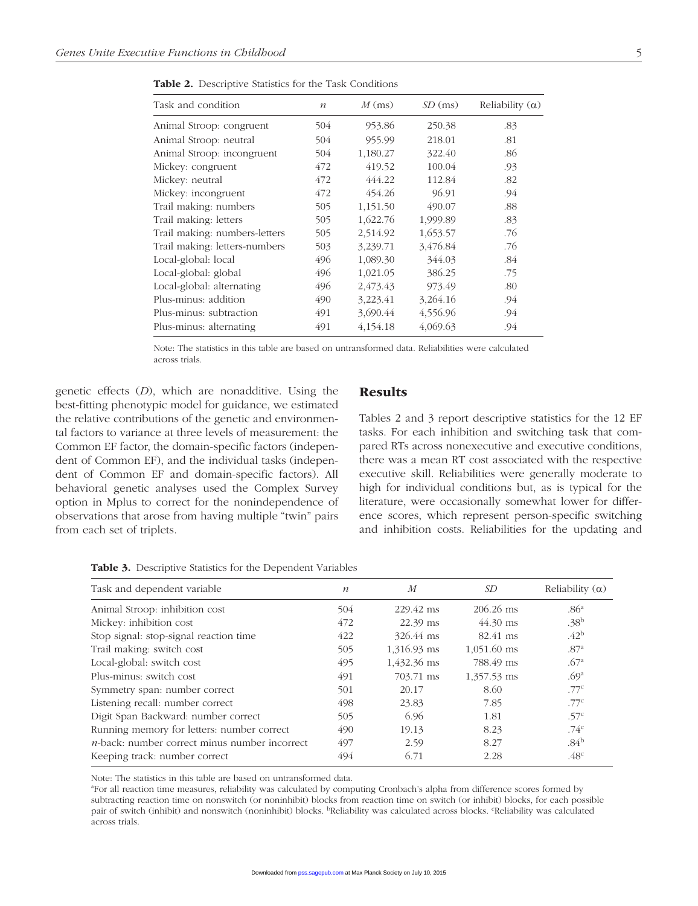**Table 2.** Descriptive Statistics for the Task Conditions

| Task and condition | $n$ | $M$ (ms) | $SD$ (ms) | Reliability (α) |
|---|---|---|---|---|
| Animal Stroop: congruent | 504 | 953.86 | 250.38 | .83 |
| Animal Stroop: neutral | 504 | 955.99 | 218.01 | .81 |
| Animal Stroop: incongruent | 504 | 1,180.27 | 322.40 | .86 |
| Mickey: congruent | 472 | 419.52 | 100.04 | .93 |
| Mickey: neutral | 472 | 444.22 | 112.84 | .82 |
| Mickey: incongruent | 472 | 454.26 | 96.91 | .94 |
| Trail making: numbers | 505 | 1,151.50 | 490.07 | .88 |
| Trail making: letters | 505 | 1,622.76 | 1,999.89 | .83 |
| Trail making: numbers-letters | 505 | 2,514.92 | 1,653.57 | .76 |
| Trail making: letters-numbers | 503 | 3,239.71 | 3,476.84 | .76 |
| Local-global: local | 496 | 1,089.30 | 344.03 | .84 |
| Local-global: global | 496 | 1,021.05 | 386.25 | .75 |
| Local-global: alternating | 496 | 2,473.43 | 973.49 | .80 |
| Plus-minus: addition | 490 | 3,223.41 | 3,264.16 | .94 |
| Plus-minus: subtraction | 491 | 3,690.44 | 4,556.96 | .94 |
| Plus-minus: alternating | 491 | 4,154.18 | 4,069.63 | .94 |

Note: The statistics in this table are based on untransformed data. Reliabilities were calculated across trials.

genetic effects ($D$), which are nonadditive. Using the best-fitting phenotypic model for guidance, we estimated the relative contributions of the genetic and environmental factors to variance at three levels of measurement: the Common EF factor, the domain-specific factors (independent of Common EF), and the individual tasks (independent of Common EF and domain-specific factors). All behavioral genetic analyses used the Complex Survey option in Mplus to correct for the nonindependence of observations that arose from having multiple "twin" pairs from each set of triplets.

## Results

Tables 2 and 3 report descriptive statistics for the 12 EF tasks. For each inhibition and switching task that compared RTs across nonexecutive and executive conditions, there was a mean RT cost associated with the respective executive skill. Reliabilities were generally moderate to high for individual conditions but, as is typical for the literature, were occasionally somewhat lower for difference scores, which represent person-specific switching and inhibition costs. Reliabilities for the updating and

**Table 3.** Descriptive Statistics for the Dependent Variables

| Task and dependent variable | $n$ | $M$ | $SD$ | Reliability (α) |
|---|---|---|---|---|
| Animal Stroop: inhibition cost | 504 | 229.42 ms | 206.26 ms | .86[a] |
| Mickey: inhibition cost | 472 | 22.39 ms | 44.30 ms | .38[b] |
| Stop signal: stop-signal reaction time | 422 | 326.44 ms | 82.41 ms | .42[b] |
| Trail making: switch cost | 505 | 1,316.93 ms | 1,051.60 ms | .87[a] |
| Local-global: switch cost | 495 | 1,432.36 ms | 788.49 ms | .67[a] |
| Plus-minus: switch cost | 491 | 703.71 ms | 1,357.53 ms | .69[a] |
| Symmetry span: number correct | 501 | 20.17 | 8.60 | .77[c] |
| Listening recall: number correct | 498 | 23.83 | 7.85 | .77[c] |
| Digit Span Backward: number correct | 505 | 6.96 | 1.81 | .57[c] |
| Running memory for letters: number correct | 490 | 19.13 | 8.23 | .74[c] |
| *n*-back: number correct minus number incorrect | 497 | 2.59 | 8.27 | .84[b] |
| Keeping track: number correct | 494 | 6.71 | 2.28 | .48[c] |

Note: The statistics in this table are based on untransformed data.
[a]For all reaction time measures, reliability was calculated by computing Cronbach's alpha from difference scores formed by subtracting reaction time on nonswitch (or noninhibit) blocks from reaction time on switch (or inhibit) blocks, for each possible pair of switch (inhibit) and nonswitch (noninhibit) blocks. [b]Reliability was calculated across blocks. [c]Reliability was calculated across trials.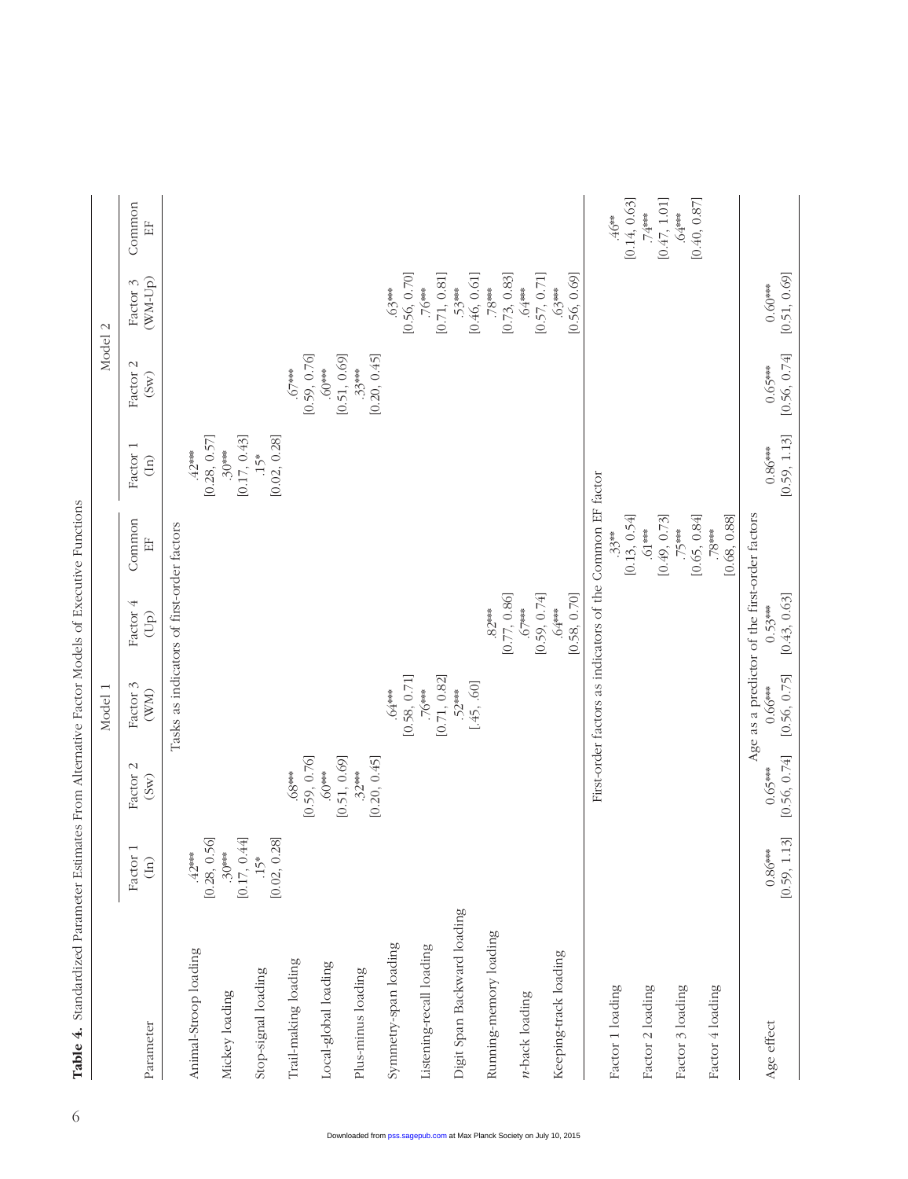**Table 4.** Standardized Parameter Estimates From Alternative Factor Models of Executive Functions

| Parameter | Model 1 | | | | | Model 2 | | | |
|---|---|---|---|---|---|---|---|---|---|
| | Factor 1 (In) | Factor 2 (Sw) | Factor 3 (WM) | Factor 4 (Up) | Common EF | Factor 1 (In) | Factor 2 (Sw) | Factor 3 (WM-Up) | Common EF |
| *Tasks as indicators of first-order factors* | | | | | | | | | |
| Animal-Stroop loading | .42*** [0.28, 0.56] | | | | | .42*** [0.28, 0.57] | | | |
| Mickey loading | .30*** [0.17, 0.44] | | | | | .30*** [0.17, 0.43] | | | |
| Stop-signal loading | .15* [0.02, 0.28] | | | | | .15* [0.02, 0.28] | | | |
| Trail-making loading | | .68*** [0.59, 0.76] | | | | | .67*** [0.59, 0.76] | | |
| Local-global loading | | .60*** [0.51, 0.69] | | | | | .60*** [0.51, 0.69] | | |
| Plus-minus loading | | .32*** [0.20, 0.45] | | | | | .33*** [0.20, 0.45] | | |
| Symmetry-span loading | | | .64*** [0.58, 0.71] | | | | | .63*** [0.56, 0.70] | |
| Listening-recall loading | | | .76*** [0.71, 0.82] | | | | | .76*** [0.71, 0.81] | |
| Digit Span Backward loading | | | .52*** [.45, .60] | | | | | .53*** [0.46, 0.61] | |
| Running-memory loading | | | | .82*** [0.77, 0.86] | | | | .78*** [0.73, 0.83] | |
| *n*-back loading | | | | .67*** [0.59, 0.74] | | | | .64*** [0.57, 0.71] | |
| Keeping-track loading | | | | .64*** [0.58, 0.70] | | | | .63*** [0.56, 0.69] | |
| *First-order factors as indicators of the Common EF factor* | | | | | | | | | |
| Factor 1 loading | | | | | .33** [0.13, 0.54] | | | | .46** [0.14, 0.63] |
| Factor 2 loading | | | | | .61*** [0.49, 0.73] | | | | .74*** [0.47, 1.01] |
| Factor 3 loading | | | | | .75*** [0.65, 0.84] | | | | .64*** [0.40, 0.87] |
| Factor 4 loading | | | | | .78*** [0.68, 0.88] | | | | |
| *Age as a predictor of the first-order factors* | | | | | | | | | |
| Age effect | 0.86*** [0.59, 1.13] | 0.65*** [0.56, 0.74] | 0.66*** [0.56, 0.75] | 0.53*** [0.43, 0.63] | | 0.86*** [0.59, 1.13] | 0.65*** [0.56, 0.74] | 0.60*** [0.51, 0.69] | |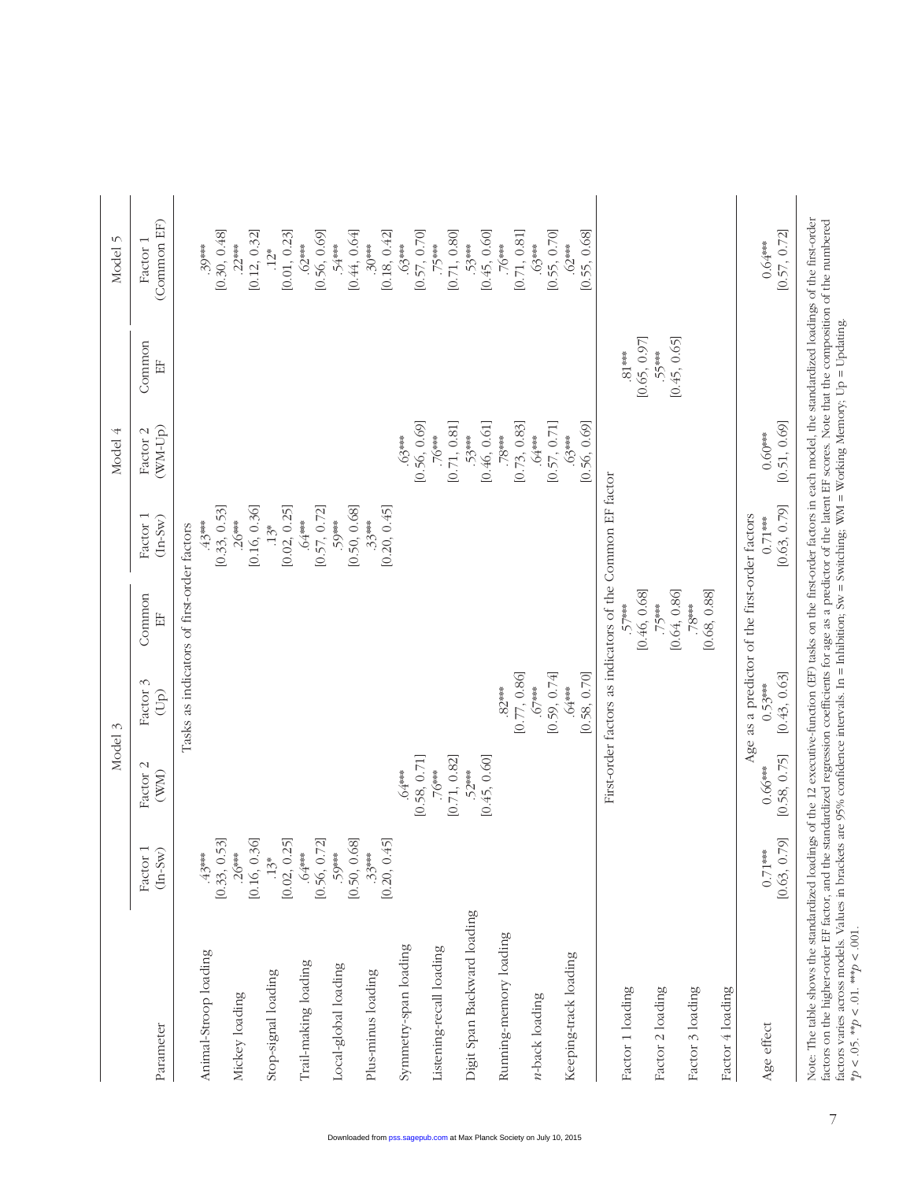| Parameter | Model 3 | | | | Model 4 | | | Model 5 |
|---|---|---|---|---|---|---|---|---|
| | Factor 1 (In-Sw) | Factor 2 (WM) | Factor 3 (Up) | Common EF | Factor 1 (In-Sw) | Factor 2 (WM-Up) | Common EF | Factor 1 (Common EF) |
| | Tasks as indicators of first-order factors | | | | | | | |
| Animal-Stroop loading | .43*** [0.33, 0.53] | | | | .43*** [0.33, 0.53] | | | .39*** [0.30, 0.48] |
| Mickey loading | .26*** [0.16, 0.36] | | | | .26*** [0.16, 0.36] | | | .22*** [0.12, 0.32] |
| Stop-signal loading | .13* [0.02, 0.25] | | | | .13* [0.02, 0.25] | | | .12* [0.01, 0.23] |
| Trail-making loading | .64*** [0.56, 0.72] | | | | .64*** [0.57, 0.72] | | | .62*** [0.56, 0.69] |
| Local-global loading | .59*** [0.50, 0.68] | | | | .59*** [0.50, 0.68] | | | .54*** [0.44, 0.64] |
| Plus-minus loading | .33*** [0.20, 0.45] | | | | .33*** [0.20, 0.45] | | | .30*** [0.18, 0.42] |
| Symmetry-span loading | | .64*** [0.58, 0.71] | | | | .63*** [0.56, 0.69] | | .63*** [0.57, 0.70] |
| Listening-recall loading | | .76*** [0.71, 0.82] | | | | .76*** [0.71, 0.81] | | .75*** [0.71, 0.80] |
| Digit Span Backward loading | | .52*** [0.45, 0.60] | | | | .53*** [0.46, 0.61] | | .53*** [0.45, 0.60] |
| Running-memory loading | | | .82*** [0.77, 0.86] | | | .78*** [0.73, 0.83] | | .76*** [0.71, 0.81] |
| *n*-back loading | | | .67*** [0.59, 0.74] | | | .64*** [0.57, 0.71] | | .63*** [0.55, 0.70] |
| Keeping-track loading | | | .64*** [0.58, 0.70] | | | .63*** [0.56, 0.69] | | .62*** [0.55, 0.68] |
| | First-order factors as indicators of the Common EF factor | | | | | | | |
| Factor 1 loading | | | | .57*** [0.46, 0.68] | | | .81*** [0.65, 0.97] | |
| Factor 2 loading | | | | .75*** [0.64, 0.86] | | | .55*** [0.45, 0.65] | |
| Factor 3 loading | | | | .78*** [0.68, 0.88] | | | | |
| Factor 4 loading | | | | | | | | |
| | Age as a predictor of the first-order factors | | | | | | | |
| Age effect | 0.71*** [0.63, 0.79] | 0.66*** [0.58, 0.75] | 0.53*** [0.43, 0.63] | | 0.71*** [0.63, 0.79] | 0.60*** [0.51, 0.69] | | 0.64*** [0.57, 0.72] |

Note: The table shows the standardized loadings of the 12 executive-function (EF) tasks on the first-order factors in each model, the standardized loadings of the first-order factors on the higher-order EF factor, and the standardized regression coefficients for age as a predictor of the latent EF scores. Note that the composition of the numbered factors varies across models. Values in brackets are 95% confidence intervals. In = Inhibition; Sw = Switching; WM = Working Memory; Up = Updating.
*$p < .05$. **$p < .01$. ***$p < .001$.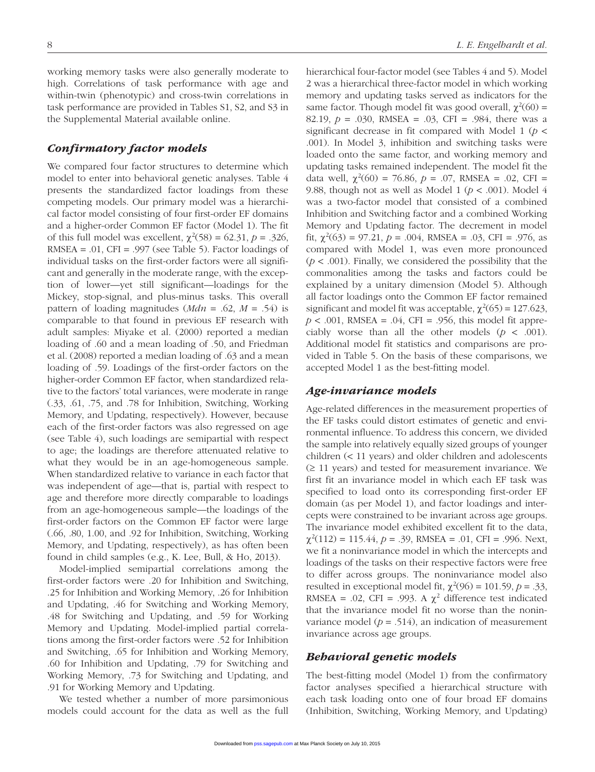working memory tasks were also generally moderate to high. Correlations of task performance with age and within-twin (phenotypic) and cross-twin correlations in task performance are provided in Tables S1, S2, and S3 in the Supplemental Material available online.

### *Confirmatory factor models*

We compared four factor structures to determine which model to enter into behavioral genetic analyses. Table 4 presents the standardized factor loadings from these competing models. Our primary model was a hierarchical factor model consisting of four first-order EF domains and a higher-order Common EF factor (Model 1). The fit of this full model was excellent, $\chi^2(58) = 62.31$, $p = .326$, RMSEA = .01, CFI = .997 (see Table 5). Factor loadings of individual tasks on the first-order factors were all significant and generally in the moderate range, with the exception of lower—yet still significant—loadings for the Mickey, stop-signal, and plus-minus tasks. This overall pattern of loading magnitudes (*Mdn* = .62, *M* = .54) is comparable to that found in previous EF research with adult samples: Miyake et al. (2000) reported a median loading of .60 and a mean loading of .50, and Friedman et al. (2008) reported a median loading of .63 and a mean loading of .59. Loadings of the first-order factors on the higher-order Common EF factor, when standardized relative to the factors' total variances, were moderate in range (.33, .61, .75, and .78 for Inhibition, Switching, Working Memory, and Updating, respectively). However, because each of the first-order factors was also regressed on age (see Table 4), such loadings are semipartial with respect to age; the loadings are therefore attenuated relative to what they would be in an age-homogeneous sample. When standardized relative to variance in each factor that was independent of age—that is, partial with respect to age and therefore more directly comparable to loadings from an age-homogeneous sample—the loadings of the first-order factors on the Common EF factor were large (.66, .80, 1.00, and .92 for Inhibition, Switching, Working Memory, and Updating, respectively), as has often been found in child samples (e.g., K. Lee, Bull, & Ho, 2013).

Model-implied semipartial correlations among the first-order factors were .20 for Inhibition and Switching, .25 for Inhibition and Working Memory, .26 for Inhibition and Updating, .46 for Switching and Working Memory, .48 for Switching and Updating, and .59 for Working Memory and Updating. Model-implied partial correlations among the first-order factors were .52 for Inhibition and Switching, .65 for Inhibition and Working Memory, .60 for Inhibition and Updating, .79 for Switching and Working Memory, .73 for Switching and Updating, and .91 for Working Memory and Updating.

We tested whether a number of more parsimonious models could account for the data as well as the full hierarchical four-factor model (see Tables 4 and 5). Model 2 was a hierarchical three-factor model in which working memory and updating tasks served as indicators for the same factor. Though model fit was good overall, $\chi^2(60) = 82.19$, $p = .030$, RMSEA = .03, CFI = .984, there was a significant decrease in fit compared with Model 1 ($p < .001$). In Model 3, inhibition and switching tasks were loaded onto the same factor, and working memory and updating tasks remained independent. The model fit the data well, $\chi^2(60) = 76.86$, $p = .07$, RMSEA = .02, CFI = 9.88, though not as well as Model 1 ($p < .001$). Model 4 was a two-factor model that consisted of a combined Inhibition and Switching factor and a combined Working Memory and Updating factor. The decrement in model fit, $\chi^2(63) = 97.21$, $p = .004$, RMSEA = .03, CFI = .976, as compared with Model 1, was even more pronounced ($p < .001$). Finally, we considered the possibility that the commonalities among the tasks and factors could be explained by a unitary dimension (Model 5). Although all factor loadings onto the Common EF factor remained significant and model fit was acceptable, $\chi^2(65) = 127.623$, $p < .001$, RMSEA = .04, CFI = .956, this model fit appreciably worse than all the other models ($p < .001$). Additional model fit statistics and comparisons are provided in Table 5. On the basis of these comparisons, we accepted Model 1 as the best-fitting model.

### *Age-invariance models*

Age-related differences in the measurement properties of the EF tasks could distort estimates of genetic and environmental influence. To address this concern, we divided the sample into relatively equally sized groups of younger children (< 11 years) and older children and adolescents (≥ 11 years) and tested for measurement invariance. We first fit an invariance model in which each EF task was specified to load onto its corresponding first-order EF domain (as per Model 1), and factor loadings and intercepts were constrained to be invariant across age groups. The invariance model exhibited excellent fit to the data, $\chi^2(112) = 115.44$, $p = .39$, RMSEA = .01, CFI = .996. Next, we fit a noninvariance model in which the intercepts and loadings of the tasks on their respective factors were free to differ across groups. The noninvariance model also resulted in exceptional model fit, $\chi^2(96) = 101.59$, $p = .33$, RMSEA = .02, CFI = .993. A $\chi^2$ difference test indicated that the invariance model fit no worse than the noninvariance model ($p = .514$), an indication of measurement invariance across age groups.

### *Behavioral genetic models*

The best-fitting model (Model 1) from the confirmatory factor analyses specified a hierarchical structure with each task loading onto one of four broad EF domains (Inhibition, Switching, Working Memory, and Updating)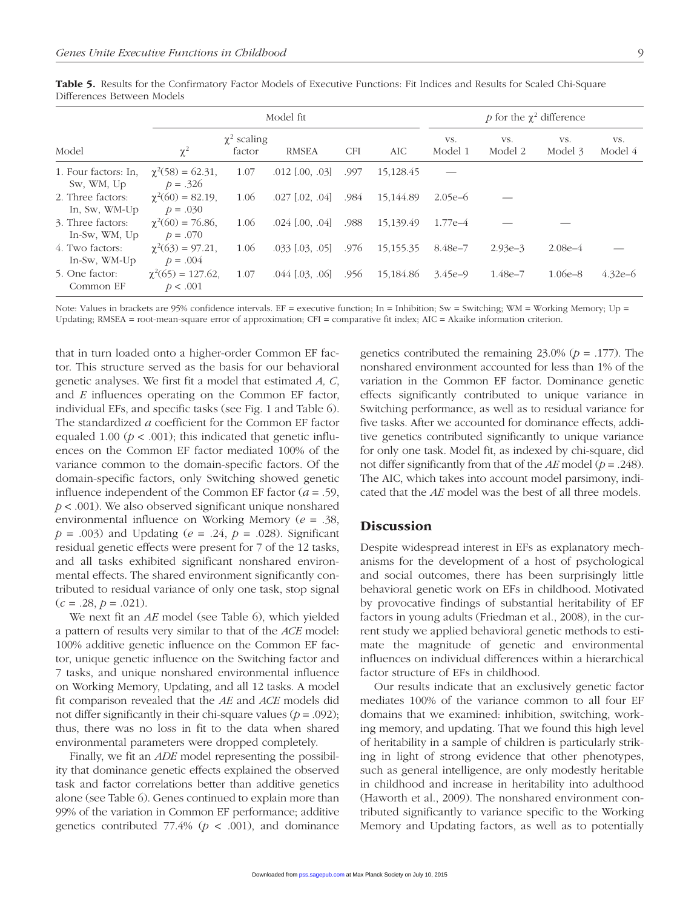**Table 5.** Results for the Confirmatory Factor Models of Executive Functions: Fit Indices and Results for Scaled Chi-Square Differences Between Models

| | Model fit | | | | | *p* for the $\chi^2$ difference | | | |
|---|---|---|---|---|---|---|---|---|---|
| Model | $\chi^2$ | $\chi^2$ scaling factor | RMSEA | CFI | AIC | vs. Model 1 | vs. Model 2 | vs. Model 3 | vs. Model 4 |
| 1. Four factors: In, Sw, WM, Up | $\chi^2(58) = 62.31$, $p = .326$ | 1.07 | .012 [.00, .03] | .997 | 15,128.45 | — | | | |
| 2. Three factors: In, Sw, WM-Up | $\chi^2(60) = 82.19$, $p = .030$ | 1.06 | .027 [.02, .04] | .984 | 15,144.89 | 2.05e–6 | — | | |
| 3. Three factors: In-Sw, WM, Up | $\chi^2(60) = 76.86$, $p = .070$ | 1.06 | .024 [.00, .04] | .988 | 15,139.49 | 1.77e–4 | — | — | |
| 4. Two factors: In-Sw, WM-Up | $\chi^2(63) = 97.21$, $p = .004$ | 1.06 | .033 [.03, .05] | .976 | 15,155.35 | 8.48e–7 | 2.93e–3 | 2.08e–4 | — |
| 5. One factor: Common EF | $\chi^2(65) = 127.62$, $p < .001$ | 1.07 | .044 [.03, .06] | .956 | 15,184.86 | 3.45e–9 | 1.48e–7 | 1.06e–8 | 4.32e–6 |

Note: Values in brackets are 95% confidence intervals. EF = executive function; In = Inhibition; Sw = Switching; WM = Working Memory; Up = Updating; RMSEA = root-mean-square error of approximation; CFI = comparative fit index; AIC = Akaike information criterion.

that in turn loaded onto a higher-order Common EF factor. This structure served as the basis for our behavioral genetic analyses. We first fit a model that estimated *A, C*, and *E* influences operating on the Common EF factor, individual EFs, and specific tasks (see Fig. 1 and Table 6). The standardized *a* coefficient for the Common EF factor equaled 1.00 ($p < .001$); this indicated that genetic influences on the Common EF factor mediated 100% of the variance common to the domain-specific factors. Of the domain-specific factors, only Switching showed genetic influence independent of the Common EF factor ($a = .59$, $p < .001$). We also observed significant unique nonshared environmental influence on Working Memory ($e = .38$, $p = .003$) and Updating ($e = .24$, $p = .028$). Significant residual genetic effects were present for 7 of the 12 tasks, and all tasks exhibited significant nonshared environmental effects. The shared environment significantly contributed to residual variance of only one task, stop signal ($c = .28$, $p = .021$).

We next fit an *AE* model (see Table 6), which yielded a pattern of results very similar to that of the *ACE* model: 100% additive genetic influence on the Common EF factor, unique genetic influence on the Switching factor and 7 tasks, and unique nonshared environmental influence on Working Memory, Updating, and all 12 tasks. A model fit comparison revealed that the *AE* and *ACE* models did not differ significantly in their chi-square values ($p = .092$); thus, there was no loss in fit to the data when shared environmental parameters were dropped completely.

Finally, we fit an *ADE* model representing the possibility that dominance genetic effects explained the observed task and factor correlations better than additive genetics alone (see Table 6). Genes continued to explain more than 99% of the variation in Common EF performance; additive genetics contributed 77.4% ($p < .001$), and dominance genetics contributed the remaining 23.0% ($p = .177$). The nonshared environment accounted for less than 1% of the variation in the Common EF factor. Dominance genetic effects significantly contributed to unique variance in Switching performance, as well as to residual variance for five tasks. After we accounted for dominance effects, additive genetics contributed significantly to unique variance for only one task. Model fit, as indexed by chi-square, did not differ significantly from that of the *AE* model ($p = .248$). The AIC, which takes into account model parsimony, indicated that the *AE* model was the best of all three models.

## Discussion

Despite widespread interest in EFs as explanatory mechanisms for the development of a host of psychological and social outcomes, there has been surprisingly little behavioral genetic work on EFs in childhood. Motivated by provocative findings of substantial heritability of EF factors in young adults (Friedman et al., 2008), in the current study we applied behavioral genetic methods to estimate the magnitude of genetic and environmental influences on individual differences within a hierarchical factor structure of EFs in childhood.

Our results indicate that an exclusively genetic factor mediates 100% of the variance common to all four EF domains that we examined: inhibition, switching, working memory, and updating. That we found this high level of heritability in a sample of children is particularly striking in light of strong evidence that other phenotypes, such as general intelligence, are only modestly heritable in childhood and increase in heritability into adulthood (Haworth et al., 2009). The nonshared environment contributed significantly to variance specific to the Working Memory and Updating factors, as well as to potentially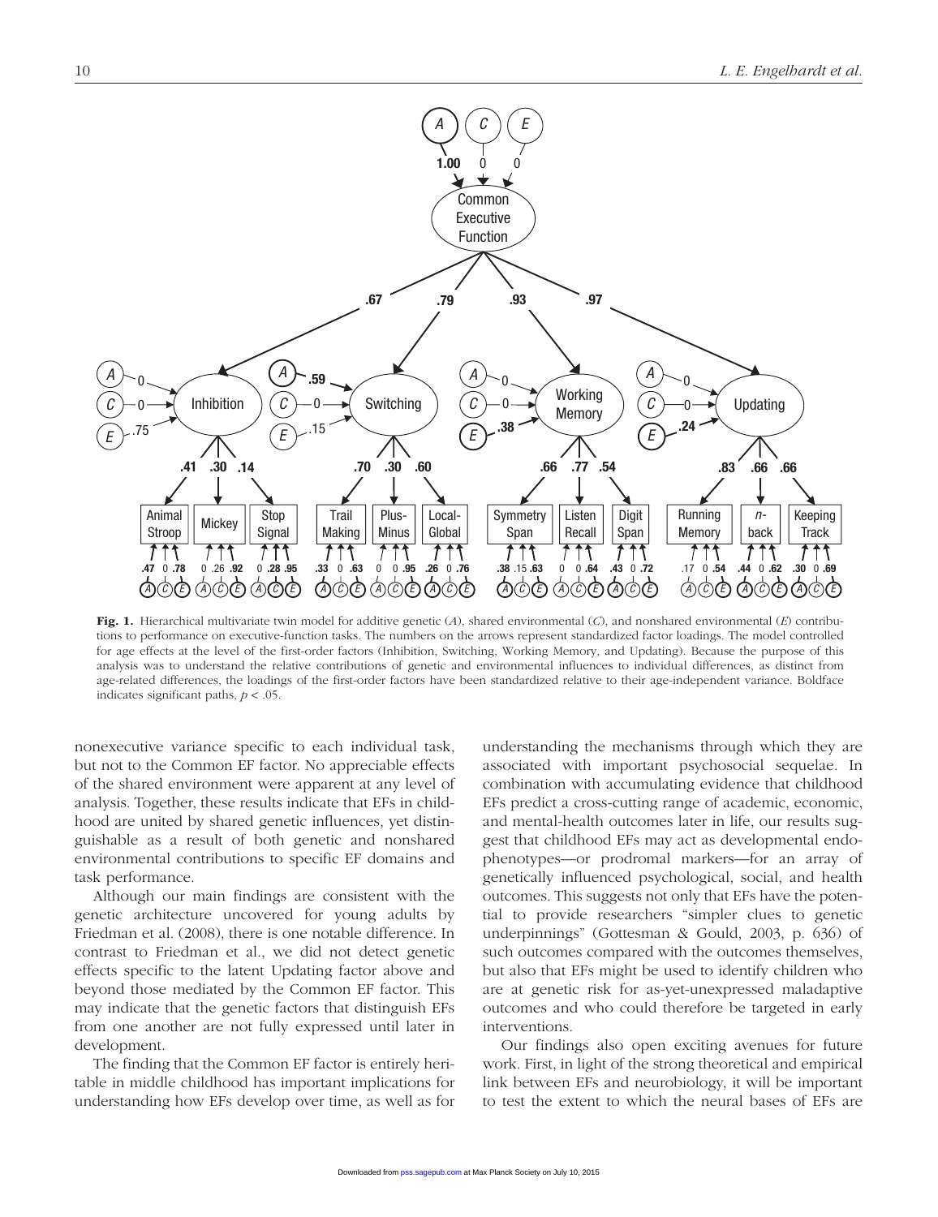A C E

1.00 0 0

Common Executive Function

.67 .79 .93 .97

A 0 C 0 E .75 Inhibition

A .59 C 0 E .15 Switching

A 0 C 0 E .38 Working Memory

A 0 C 0 E .24 Updating

.41 .30 .14

.70 .30 .60

.66 .77 .54

.83 .66 .66

Animal Stroop | Mickey | Stop Signal | Trail Making | Plus-Minus | Local-Global | Symmetry Span | Listen Recall | Digit Span | Running Memory | n-back | Keeping Track

.47 0 .78 | 0 .26 .92 | 0 .28 .95 | .33 0 .63 | 0 0 .95 | .26 0 .76 | .38 .15 .63 | 0 0 .64 | .43 0 .72 | .17 0 .54 | .44 0 .62 | .30 0 .69

A C E A C E A C E A C E A C E A C E A C E A C E A C E A C E A C E A C E

**Fig. 1.** Hierarchical multivariate twin model for additive genetic (*A*), shared environmental (*C*), and nonshared environmental (*E*) contributions to performance on executive-function tasks. The numbers on the arrows represent standardized factor loadings. The model controlled for age effects at the level of the first-order factors (Inhibition, Switching, Working Memory, and Updating). Because the purpose of this analysis was to understand the relative contributions of genetic and environmental influences to individual differences, as distinct from age-related differences, the loadings of the first-order factors have been standardized relative to their age-independent variance. Boldface indicates significant paths, $p < .05$.

nonexecutive variance specific to each individual task, but not to the Common EF factor. No appreciable effects of the shared environment were apparent at any level of analysis. Together, these results indicate that EFs in childhood are united by shared genetic influences, yet distinguishable as a result of both genetic and nonshared environmental contributions to specific EF domains and task performance.

Although our main findings are consistent with the genetic architecture uncovered for young adults by Friedman et al. (2008), there is one notable difference. In contrast to Friedman et al., we did not detect genetic effects specific to the latent Updating factor above and beyond those mediated by the Common EF factor. This may indicate that the genetic factors that distinguish EFs from one another are not fully expressed until later in development.

The finding that the Common EF factor is entirely heritable in middle childhood has important implications for understanding how EFs develop over time, as well as for understanding the mechanisms through which they are associated with important psychosocial sequelae. In combination with accumulating evidence that childhood EFs predict a cross-cutting range of academic, economic, and mental-health outcomes later in life, our results suggest that childhood EFs may act as developmental endophenotypes—or prodromal markers—for an array of genetically influenced psychological, social, and health outcomes. This suggests not only that EFs have the potential to provide researchers "simpler clues to genetic underpinnings" (Gottesman & Gould, 2003, p. 636) of such outcomes compared with the outcomes themselves, but also that EFs might be used to identify children who are at genetic risk for as-yet-unexpressed maladaptive outcomes and who could therefore be targeted in early interventions.

Our findings also open exciting avenues for future work. First, in light of the strong theoretical and empirical link between EFs and neurobiology, it will be important to test the extent to which the neural bases of EFs are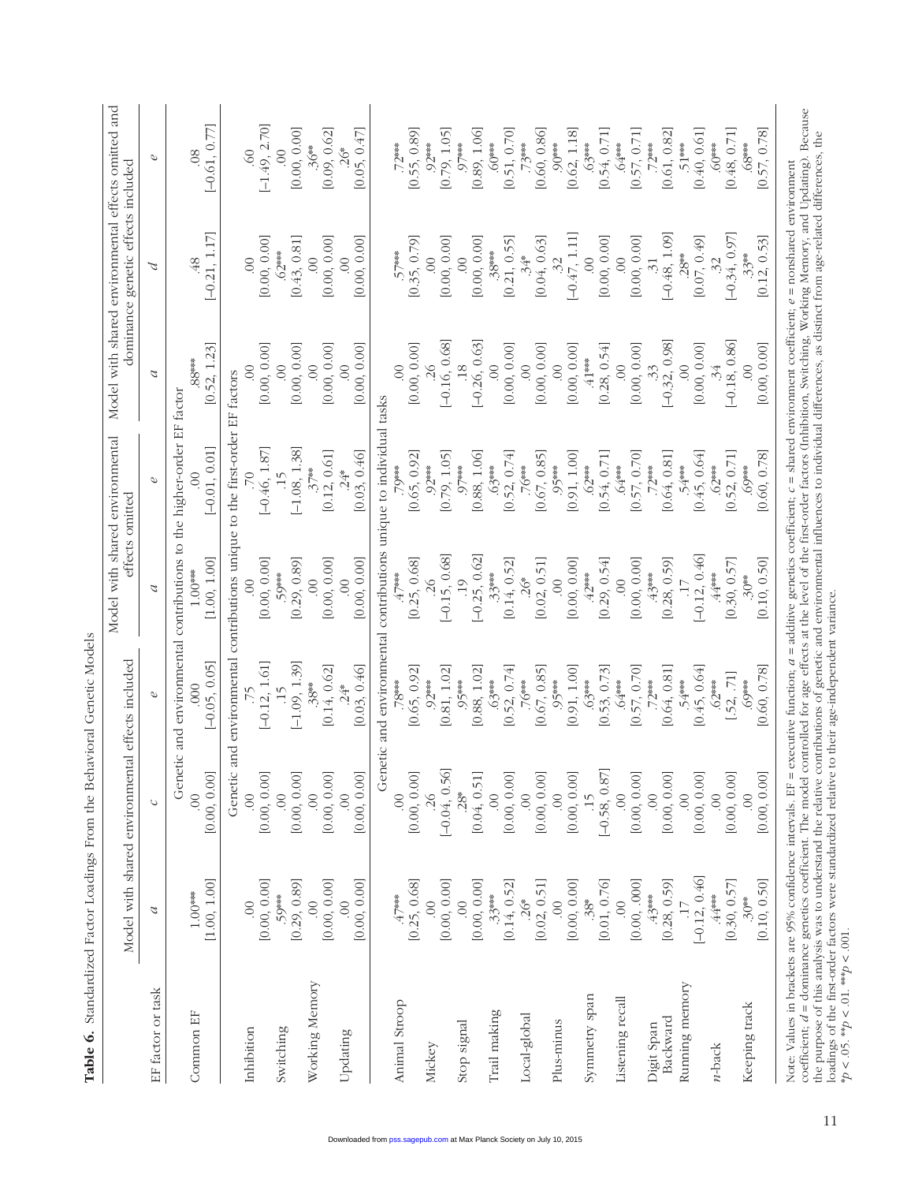**Table 6.** Standardized Factor Loadings From the Behavioral Genetic Models

| EF factor or task | Model with shared environmental effects included | | | Model with shared environmental effects omitted | | Model with shared environmental effects omitted and dominance genetic effects included | | |
|---|---|---|---|---|---|---|---|---|
| | *a* | *c* | *e* | *a* | *e* | *a* | *d* | *e* |
| | Genetic and environmental contributions to the higher-order EF factor | | | | | | | |
| Common EF | 1.00*** [1.00, 1.00] | .00 [0.00, 0.00] | .000 [−0.05, 0.05] | 1.00*** [1.00, 1.00] | .00 [−0.01, 0.01] | .88*** [0.52, 1.23] | .48 [−0.21, 1.17] | .08 [−0.61, 0.77] |
| | Genetic and environmental contributions unique to the first-order EF factors | | | | | | | |
| Inhibition | .00 [0.00, 0.00] | .00 [0.00, 0.00] | .75 [−0.12, 1.61] | .00 [0.00, 0.00] | .70 [−0.46, 1.87] | .00 [0.00, 0.00] | .00 [0.00, 0.00] | .60 [−1.49, 2.70] |
| Switching | .59*** [0.29, 0.89] | .00 [0.00, 0.00] | .15 [−1.09, 1.39] | .59*** [0.29, 0.89] | .15 [−1.08, 1.38] | .00 [0.00, 0.00] | .62*** [0.43, 0.81] | .00 [0.00, 0.00] |
| Working Memory | .00 [0.00, 0.00] | .00 [0.00, 0.00] | .38** [0.14, 0.62] | .00 [0.00, 0.00] | .37** [0.12, 0.61] | .00 [0.00, 0.00] | .00 [0.00, 0.00] | .36** [0.09, 0.62] |
| Updating | .00 [0.00, 0.00] | .00 [0.00, 0.00] | .24* [0.03, 0.46] | .00 [0.00, 0.00] | .24* [0.03, 0.46] | .00 [0.00, 0.00] | .00 [0.00, 0.00] | .26* [0.05, 0.47] |
| | Genetic and environmental contributions unique to individual tasks | | | | | | | |
| Animal Stroop | .47*** [0.25, 0.68] | .00 [0.00, 0.00] | .78*** [0.65, 0.92] | .47*** [0.25, 0.68] | .79*** [0.65, 0.92] | .00 [0.00, 0.00] | .57*** [0.35, 0.79] | .72*** [0.55, 0.89] |
| Mickey | .00 [0.00, 0.00] | .26 [−0.04, 0.56] | .92*** [0.81, 1.02] | .26 [−0.15, 0.68] | .92*** [0.79, 1.05] | .26 [−0.16, 0.68] | .00 [0.00, 0.00] | .92*** [0.79, 1.05] |
| Stop signal | .00 [0.00, 0.00] | .28* [0.04, 0.51] | .95*** [0.88, 1.02] | .19 [−0.25, 0.62] | .97*** [0.88, 1.06] | .18 [−0.26, 0.63] | .00 [0.00, 0.00] | .97*** [0.89, 1.06] |
| Trail making | .33*** [0.14, 0.52] | .00 [0.00, 0.00] | .63*** [0.52, 0.74] | .33*** [0.14, 0.52] | .63*** [0.52, 0.74] | .00 [0.00, 0.00] | .38*** [0.21, 0.55] | .60*** [0.51, 0.70] |
| Local-global | .26* [0.02, 0.51] | .00 [0.00, 0.00] | .76*** [0.67, 0.85] | .26* [0.02, 0.51] | .76*** [0.67, 0.85] | .00 [0.00, 0.00] | .34* [0.04, 0.63] | .73*** [0.60, 0.86] |
| Plus-minus | .00 [0.00, 0.00] | .00 [0.00, 0.00] | .95*** [0.91, 1.00] | .00 [0.00, 0.00] | .95*** [0.91, 1.00] | .00 [0.00, 0.00] | .32 [−0.47, 1.11] | .90*** [0.62, 1.18] |
| Symmetry span | .38* [0.01, 0.76] | .15 [−0.58, 0.87] | .63*** [0.53, 0.73] | .42*** [0.29, 0.54] | .62*** [0.54, 0.71] | .41*** [0.28, 0.54] | .00 [0.00, 0.00] | .63*** [0.54, 0.71] |
| Listening recall | .00 [0.00, .000] | .00 [0.00, 0.00] | .64*** [0.57, 0.70] | .00 [0.00, 0.00] | .64*** [0.57, 0.70] | .00 [0.00, 0.00] | .00 [0.00, 0.00] | .64*** [0.57, 0.71] |
| Digit Span Backward | .43*** [0.28, 0.59] | .00 [0.00, 0.00] | .72*** [0.64, 0.81] | .43*** [0.28, 0.59] | .72*** [0.64, 0.81] | .33 [−0.32, 0.98] | .31 [−0.48, 1.09] | .72*** [0.61, 0.82] |
| Running memory | .17 [−0.12, 0.46] | .00 [0.00, 0.00] | .54*** [0.45, 0.64] | .17 [−0.12, 0.46] | .54*** [0.45, 0.64] | .00 [0.00, 0.00] | .28** [0.07, 0.49] | .51*** [0.40, 0.61] |
| *n*-back | .44*** [0.30, 0.57] | .00 [0.00, 0.00] | .62*** [.52, .71] | .44*** [0.30, 0.57] | .62*** [0.52, 0.71] | .34 [−0.18, 0.86] | .32 [−0.34, 0.97] | .60*** [0.48, 0.71] |
| Keeping track | .30** [0.10, 0.50] | .00 [0.00, 0.00] | .69*** [0.60, 0.78] | .30** [0.10, 0.50] | .69*** [0.60, 0.78] | .00 [0.00, 0.00] | .33** [0.12, 0.53] | .68*** [0.57, 0.78] |

Note: Values in brackets are 95% confidence intervals. EF = executive function; *a* = additive genetics coefficient; *c* = shared environment coefficient; *e* = nonshared environment coefficient; *d* = dominance genetics coefficient. The model controlled for age effects at the level of the first-order factors (Inhibition, Switching, Working Memory, and Updating). Because the purpose of this analysis was to understand the relative contributions of genetic and environmental influences to individual differences, as distinct from age-related differences, the loadings of the first-order factors were standardized relative to their age-independent variance.
*$p < .05$. **$p < .01$. ***$p < .001$.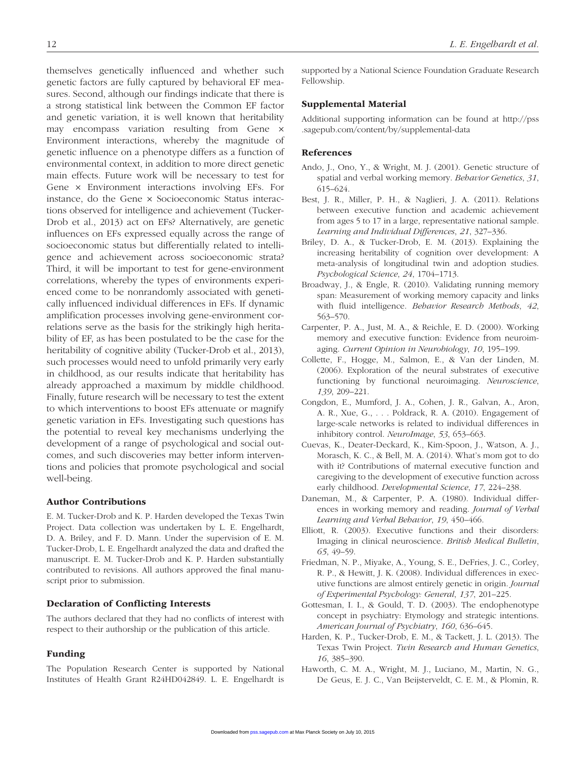themselves genetically influenced and whether such genetic factors are fully captured by behavioral EF measures. Second, although our findings indicate that there is a strong statistical link between the Common EF factor and genetic variation, it is well known that heritability may encompass variation resulting from Gene × Environment interactions, whereby the magnitude of genetic influence on a phenotype differs as a function of environmental context, in addition to more direct genetic main effects. Future work will be necessary to test for Gene × Environment interactions involving EFs. For instance, do the Gene × Socioeconomic Status interactions observed for intelligence and achievement (Tucker-Drob et al., 2013) act on EFs? Alternatively, are genetic influences on EFs expressed equally across the range of socioeconomic status but differentially related to intelligence and achievement across socioeconomic strata? Third, it will be important to test for gene-environment correlations, whereby the types of environments experienced come to be nonrandomly associated with genetically influenced individual differences in EFs. If dynamic amplification processes involving gene-environment correlations serve as the basis for the strikingly high heritability of EF, as has been postulated to be the case for the heritability of cognitive ability (Tucker-Drob et al., 2013), such processes would need to unfold primarily very early in childhood, as our results indicate that heritability has already approached a maximum by middle childhood. Finally, future research will be necessary to test the extent to which interventions to boost EFs attenuate or magnify genetic variation in EFs. Investigating such questions has the potential to reveal key mechanisms underlying the development of a range of psychological and social outcomes, and such discoveries may better inform interventions and policies that promote psychological and social well-being.

## Author Contributions

E. M. Tucker-Drob and K. P. Harden developed the Texas Twin Project. Data collection was undertaken by L. E. Engelhardt, D. A. Briley, and F. D. Mann. Under the supervision of E. M. Tucker-Drob, L. E. Engelhardt analyzed the data and drafted the manuscript. E. M. Tucker-Drob and K. P. Harden substantially contributed to revisions. All authors approved the final manuscript prior to submission.

## Declaration of Conflicting Interests

The authors declared that they had no conflicts of interest with respect to their authorship or the publication of this article.

## Funding

The Population Research Center is supported by National Institutes of Health Grant R24HD042849. L. E. Engelhardt is supported by a National Science Foundation Graduate Research Fellowship.

## Supplemental Material

Additional supporting information can be found at http://pss.sagepub.com/content/by/supplemental-data

## References

Ando, J., Ono, Y., & Wright, M. J. (2001). Genetic structure of spatial and verbal working memory. *Behavior Genetics*, *31*, 615–624.

Best, J. R., Miller, P. H., & Naglieri, J. A. (2011). Relations between executive function and academic achievement from ages 5 to 17 in a large, representative national sample. *Learning and Individual Differences*, *21*, 327–336.

Briley, D. A., & Tucker-Drob, E. M. (2013). Explaining the increasing heritability of cognition over development: A meta-analysis of longitudinal twin and adoption studies. *Psychological Science*, *24*, 1704–1713.

Broadway, J., & Engle, R. (2010). Validating running memory span: Measurement of working memory capacity and links with fluid intelligence. *Behavior Research Methods*, *42*, 563–570.

Carpenter, P. A., Just, M. A., & Reichle, E. D. (2000). Working memory and executive function: Evidence from neuroimaging. *Current Opinion in Neurobiology*, *10*, 195–199.

Collette, F., Hogge, M., Salmon, E., & Van der Linden, M. (2006). Exploration of the neural substrates of executive functioning by functional neuroimaging. *Neuroscience*, *139*, 209–221.

Congdon, E., Mumford, J. A., Cohen, J. R., Galvan, A., Aron, A. R., Xue, G., . . . Poldrack, R. A. (2010). Engagement of large-scale networks is related to individual differences in inhibitory control. *NeuroImage*, *53*, 653–663.

Cuevas, K., Deater-Deckard, K., Kim-Spoon, J., Watson, A. J., Morasch, K. C., & Bell, M. A. (2014). What's mom got to do with it? Contributions of maternal executive function and caregiving to the development of executive function across early childhood. *Developmental Science*, *17*, 224–238.

Daneman, M., & Carpenter, P. A. (1980). Individual differences in working memory and reading. *Journal of Verbal Learning and Verbal Behavior*, *19*, 450–466.

Elliott, R. (2003). Executive functions and their disorders: Imaging in clinical neuroscience. *British Medical Bulletin*, *65*, 49–59.

Friedman, N. P., Miyake, A., Young, S. E., DeFries, J. C., Corley, R. P., & Hewitt, J. K. (2008). Individual differences in executive functions are almost entirely genetic in origin. *Journal of Experimental Psychology: General*, *137*, 201–225.

Gottesman, I. I., & Gould, T. D. (2003). The endophenotype concept in psychiatry: Etymology and strategic intentions. *American Journal of Psychiatry*, *160*, 636–645.

Harden, K. P., Tucker-Drob, E. M., & Tackett, J. L. (2013). The Texas Twin Project. *Twin Research and Human Genetics*, *16*, 385–390.

Haworth, C. M. A., Wright, M. J., Luciano, M., Martin, N. G., De Geus, E. J. C., Van Beijsterveldt, C. E. M., & Plomin, R.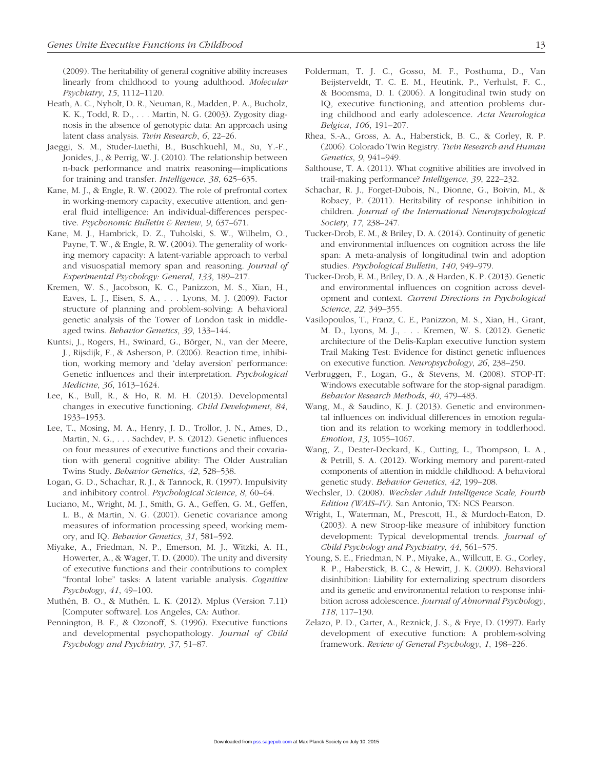(2009). The heritability of general cognitive ability increases linearly from childhood to young adulthood. *Molecular Psychiatry*, *15*, 1112–1120.

Heath, A. C., Nyholt, D. R., Neuman, R., Madden, P. A., Bucholz, K. K., Todd, R. D., . . . Martin, N. G. (2003). Zygosity diagnosis in the absence of genotypic data: An approach using latent class analysis. *Twin Research*, *6*, 22–26.

Jaeggi, S. M., Studer-Luethi, B., Buschkuehl, M., Su, Y.-F., Jonides, J., & Perrig, W. J. (2010). The relationship between n-back performance and matrix reasoning—implications for training and transfer. *Intelligence*, *38*, 625–635.

Kane, M. J., & Engle, R. W. (2002). The role of prefrontal cortex in working-memory capacity, executive attention, and general fluid intelligence: An individual-differences perspective. *Psychonomic Bulletin & Review*, *9*, 637–671.

Kane, M. J., Hambrick, D. Z., Tuholski, S. W., Wilhelm, O., Payne, T. W., & Engle, R. W. (2004). The generality of working memory capacity: A latent-variable approach to verbal and visuospatial memory span and reasoning. *Journal of Experimental Psychology: General*, *133*, 189–217.

Kremen, W. S., Jacobson, K. C., Panizzon, M. S., Xian, H., Eaves, L. J., Eisen, S. A., . . . Lyons, M. J. (2009). Factor structure of planning and problem-solving: A behavioral genetic analysis of the Tower of London task in middle-aged twins. *Behavior Genetics*, *39*, 133–144.

Kuntsi, J., Rogers, H., Swinard, G., Börger, N., van der Meere, J., Rijsdijk, F., & Asherson, P. (2006). Reaction time, inhibition, working memory and 'delay aversion' performance: Genetic influences and their interpretation. *Psychological Medicine*, *36*, 1613–1624.

Lee, K., Bull, R., & Ho, R. M. H. (2013). Developmental changes in executive functioning. *Child Development*, *84*, 1933–1953.

Lee, T., Mosing, M. A., Henry, J. D., Trollor, J. N., Ames, D., Martin, N. G., . . . Sachdev, P. S. (2012). Genetic influences on four measures of executive functions and their covariation with general cognitive ability: The Older Australian Twins Study. *Behavior Genetics*, *42*, 528–538.

Logan, G. D., Schachar, R. J., & Tannock, R. (1997). Impulsivity and inhibitory control. *Psychological Science*, *8*, 60–64.

Luciano, M., Wright, M. J., Smith, G. A., Geffen, G. M., Geffen, L. B., & Martin, N. G. (2001). Genetic covariance among measures of information processing speed, working memory, and IQ. *Behavior Genetics*, *31*, 581–592.

Miyake, A., Friedman, N. P., Emerson, M. J., Witzki, A. H., Howerter, A., & Wager, T. D. (2000). The unity and diversity of executive functions and their contributions to complex "frontal lobe" tasks: A latent variable analysis. *Cognitive Psychology*, *41*, 49–100.

Muthén, B. O., & Muthén, L. K. (2012). Mplus (Version 7.11) [Computer software]. Los Angeles, CA: Author.

Pennington, B. F., & Ozonoff, S. (1996). Executive functions and developmental psychopathology. *Journal of Child Psychology and Psychiatry*, *37*, 51–87.

Polderman, T. J. C., Gosso, M. F., Posthuma, D., Van Beijsterveldt, T. C. E. M., Heutink, P., Verhulst, F. C., & Boomsma, D. I. (2006). A longitudinal twin study on IQ, executive functioning, and attention problems during childhood and early adolescence. *Acta Neurologica Belgica*, *106*, 191–207.

Rhea, S.-A., Gross, A. A., Haberstick, B. C., & Corley, R. P. (2006). Colorado Twin Registry. *Twin Research and Human Genetics*, *9*, 941–949.

Salthouse, T. A. (2011). What cognitive abilities are involved in trail-making performance? *Intelligence*, *39*, 222–232.

Schachar, R. J., Forget-Dubois, N., Dionne, G., Boivin, M., & Robaey, P. (2011). Heritability of response inhibition in children. *Journal of the International Neuropsychological Society*, *17*, 238–247.

Tucker-Drob, E. M., & Briley, D. A. (2014). Continuity of genetic and environmental influences on cognition across the life span: A meta-analysis of longitudinal twin and adoption studies. *Psychological Bulletin*, *140*, 949–979.

Tucker-Drob, E. M., Briley, D. A., & Harden, K. P. (2013). Genetic and environmental influences on cognition across development and context. *Current Directions in Psychological Science*, *22*, 349–355.

Vasilopoulos, T., Franz, C. E., Panizzon, M. S., Xian, H., Grant, M. D., Lyons, M. J., . . . Kremen, W. S. (2012). Genetic architecture of the Delis-Kaplan executive function system Trail Making Test: Evidence for distinct genetic influences on executive function. *Neuropsychology*, *26*, 238–250.

Verbruggen, F., Logan, G., & Stevens, M. (2008). STOP-IT: Windows executable software for the stop-signal paradigm. *Behavior Research Methods*, *40*, 479–483.

Wang, M., & Saudino, K. J. (2013). Genetic and environmental influences on individual differences in emotion regulation and its relation to working memory in toddlerhood. *Emotion*, *13*, 1055–1067.

Wang, Z., Deater-Deckard, K., Cutting, L., Thompson, L. A., & Petrill, S. A. (2012). Working memory and parent-rated components of attention in middle childhood: A behavioral genetic study. *Behavior Genetics*, *42*, 199–208.

Wechsler, D. (2008). *Wechsler Adult Intelligence Scale, Fourth Edition (WAIS–IV)*. San Antonio, TX: NCS Pearson.

Wright, I., Waterman, M., Prescott, H., & Murdoch-Eaton, D. (2003). A new Stroop-like measure of inhibitory function development: Typical developmental trends. *Journal of Child Psychology and Psychiatry*, *44*, 561–575.

Young, S. E., Friedman, N. P., Miyake, A., Willcutt, E. G., Corley, R. P., Haberstick, B. C., & Hewitt, J. K. (2009). Behavioral disinhibition: Liability for externalizing spectrum disorders and its genetic and environmental relation to response inhibition across adolescence. *Journal of Abnormal Psychology*, *118*, 117–130.

Zelazo, P. D., Carter, A., Reznick, J. S., & Frye, D. (1997). Early development of executive function: A problem-solving framework. *Review of General Psychology*, *1*, 198–226.